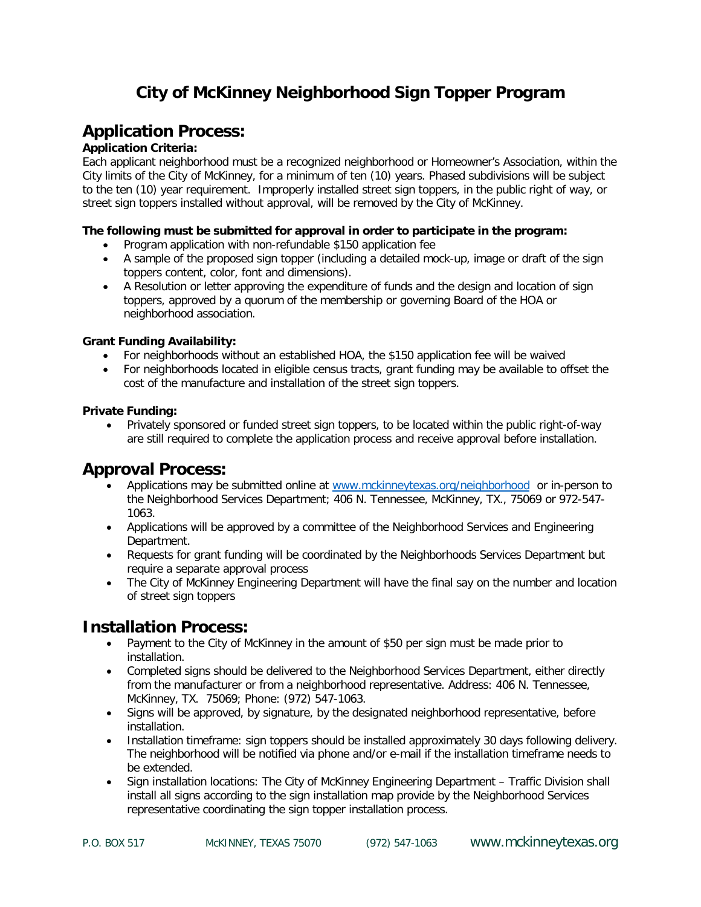# City of McKinney Neighborhood Sign Topper Program

## Application Process:

**Application Criteria:**

Each applicant neighborhood must be a recognized neighborhood or Homeowner's Association, within the City limits of the City of McKinney, for a minimum of ten (10) years. Phased subdivisions will be subject to the ten (10) year requirement. Improperly installed street sign toppers, in the public right of way, or street sign toppers installed without approval, will be removed by the City of McKinney.

**The following must be submitted for approval in order to participate in the program:**

- Program application with non-refundable $150 application fee
- A sample of the proposed sign topper (including a detailed mock-up, image or draft of the sign toppers content, color, font and dimensions).
- A Resolution or letter approving the expenditure of funds and the design and location of sign toppers, approved by a quorum of the membership or governing Board of the HOA or neighborhood association.

**Grant Funding Availability:**

- For neighborhoods without an established HOA, the $150 application fee will be waived
- For neighborhoods located in eligible census tracts, grant funding may be available to offset the cost of the manufacture and installation of the street sign toppers.

**Private Funding:**

- Privately sponsored or funded street sign toppers, to be located within the public right-of-way are still required to complete the application process and receive approval before installation.

## Approval Process:

- Applications may be submitted online at [www.mckinneytexas.org/neighborhood](http://www.mckinneytexas.org/neighborhood) or in-person to the Neighborhood Services Department; 406 N. Tennessee, McKinney, TX., 75069 or 972-547-1063.
- Applications will be approved by a committee of the Neighborhood Services and Engineering Department.
- Requests for grant funding will be coordinated by the Neighborhoods Services Department but require a separate approval process
- The City of McKinney Engineering Department will have the final say on the number and location of street sign toppers

## Installation Process:

- Payment to the City of McKinney in the amount of $50 per sign must be made prior to installation.
- Completed signs should be delivered to the Neighborhood Services Department, either directly from the manufacturer or from a neighborhood representative. Address: 406 N. Tennessee, McKinney, TX. 75069; Phone: (972) 547-1063.
- Signs will be approved, by signature, by the designated neighborhood representative, before installation.
- Installation timeframe: sign toppers should be installed approximately 30 days following delivery. The neighborhood will be notified via phone and/or e-mail if the installation timeframe needs to be extended.
- Sign installation locations: The City of McKinney Engineering Department – Traffic Division shall install all signs according to the sign installation map provide by the Neighborhood Services representative coordinating the sign topper installation process.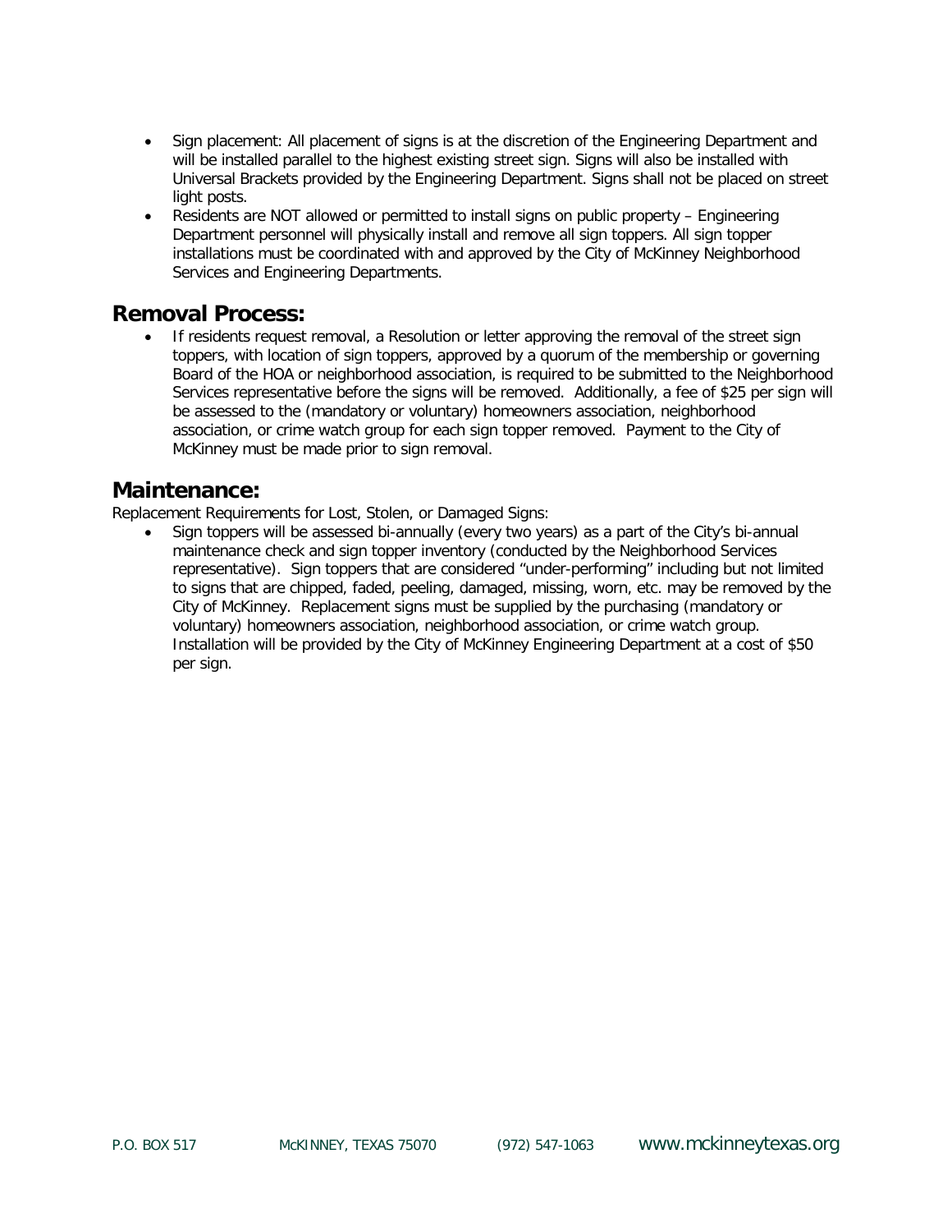- Sign placement: All placement of signs is at the discretion of the Engineering Department and will be installed parallel to the highest existing street sign. Signs will also be installed with Universal Brackets provided by the Engineering Department. Signs shall not be placed on street light posts.
- Residents are NOT allowed or permitted to install signs on public property – Engineering Department personnel will physically install and remove all sign toppers. All sign topper installations must be coordinated with and approved by the City of McKinney Neighborhood Services and Engineering Departments.

## Removal Process:

- If residents request removal, a Resolution or letter approving the removal of the street sign toppers, with location of sign toppers, approved by a quorum of the membership or governing Board of the HOA or neighborhood association, is required to be submitted to the Neighborhood Services representative before the signs will be removed. Additionally, a fee of $25 per sign will be assessed to the (mandatory or voluntary) homeowners association, neighborhood association, or crime watch group for each sign topper removed. Payment to the City of McKinney must be made prior to sign removal.

## Maintenance:

Replacement Requirements for Lost, Stolen, or Damaged Signs:

- Sign toppers will be assessed bi-annually (every two years) as a part of the City's bi-annual maintenance check and sign topper inventory (conducted by the Neighborhood Services representative). Sign toppers that are considered "under-performing" including but not limited to signs that are chipped, faded, peeling, damaged, missing, worn, etc. may be removed by the City of McKinney. Replacement signs must be supplied by the purchasing (mandatory or voluntary) homeowners association, neighborhood association, or crime watch group. Installation will be provided by the City of McKinney Engineering Department at a cost of $50 per sign.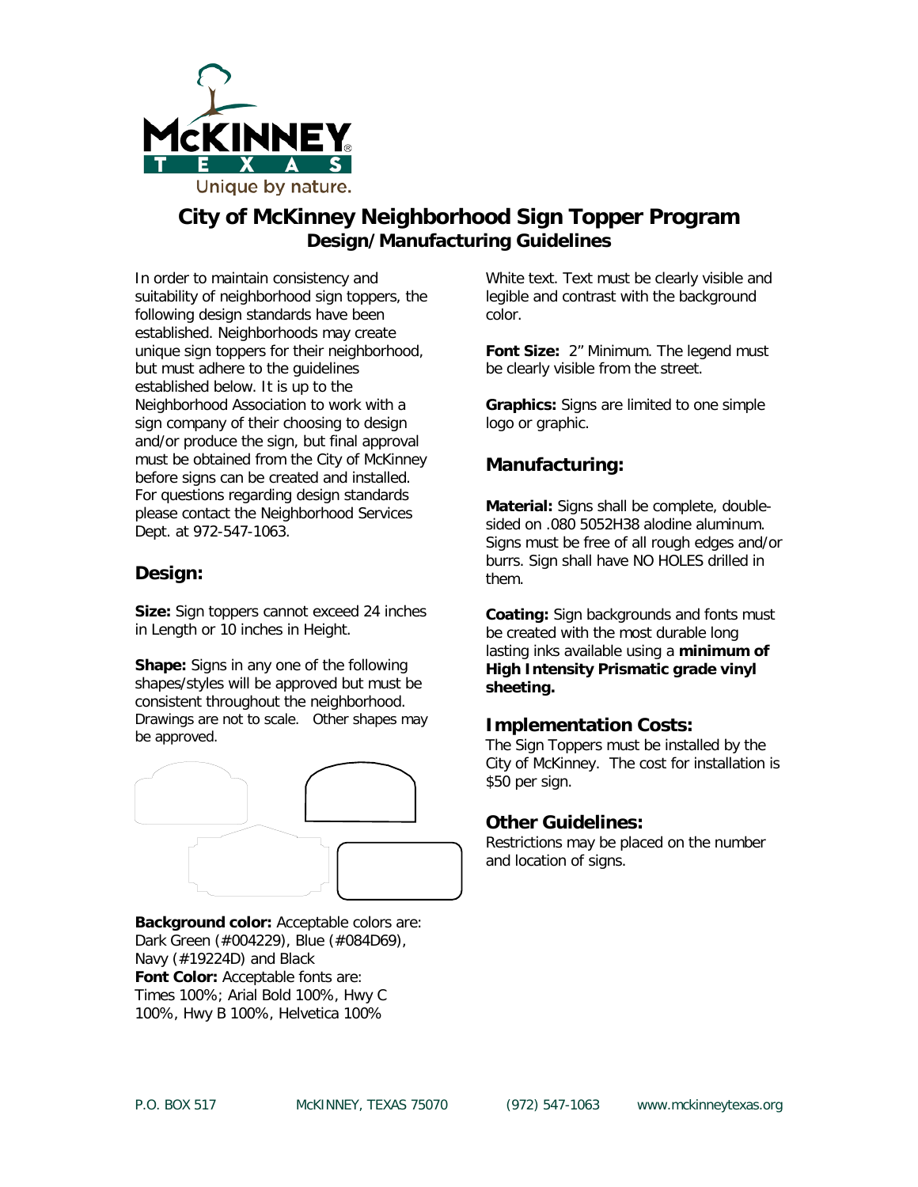# City of McKinney Neighborhood Sign Topper Program

## Design/Manufacturing Guidelines

In order to maintain consistency and suitability of neighborhood sign toppers, the following design standards have been established. Neighborhoods may create unique sign toppers for their neighborhood, but must adhere to the guidelines established below. It is up to the Neighborhood Association to work with a sign company of their choosing to design and/or produce the sign, but final approval must be obtained from the City of McKinney before signs can be created and installed. For questions regarding design standards please contact the Neighborhood Services Dept. at 972-547-1063.

### Design:

**Size:** Sign toppers cannot exceed 24 inches in Length or 10 inches in Height.

**Shape:** Signs in any one of the following shapes/styles will be approved but must be consistent throughout the neighborhood. Drawings are not to scale. Other shapes may be approved.

**Background color:** Acceptable colors are: Dark Green (#004229), Blue (#084D69), Navy (#19224D) and Black

**Font Color:** Acceptable fonts are: Times 100%; Arial Bold 100%, Hwy C 100%, Hwy B 100%, Helvetica 100% White text. Text must be clearly visible and legible and contrast with the background color.

**Font Size:** 2" Minimum. The legend must be clearly visible from the street.

**Graphics:** Signs are limited to one simple logo or graphic.

### Manufacturing:

**Material:** Signs shall be complete, double-sided on .080 5052H38 alodine aluminum. Signs must be free of all rough edges and/or burrs. Sign shall have NO HOLES drilled in them.

**Coating:** Sign backgrounds and fonts must be created with the most durable long lasting inks available using a **minimum of High Intensity Prismatic grade vinyl sheeting.**

### Implementation Costs:

The Sign Toppers must be installed by the City of McKinney. The cost for installation is $50 per sign.

### Other Guidelines:

Restrictions may be placed on the number and location of signs.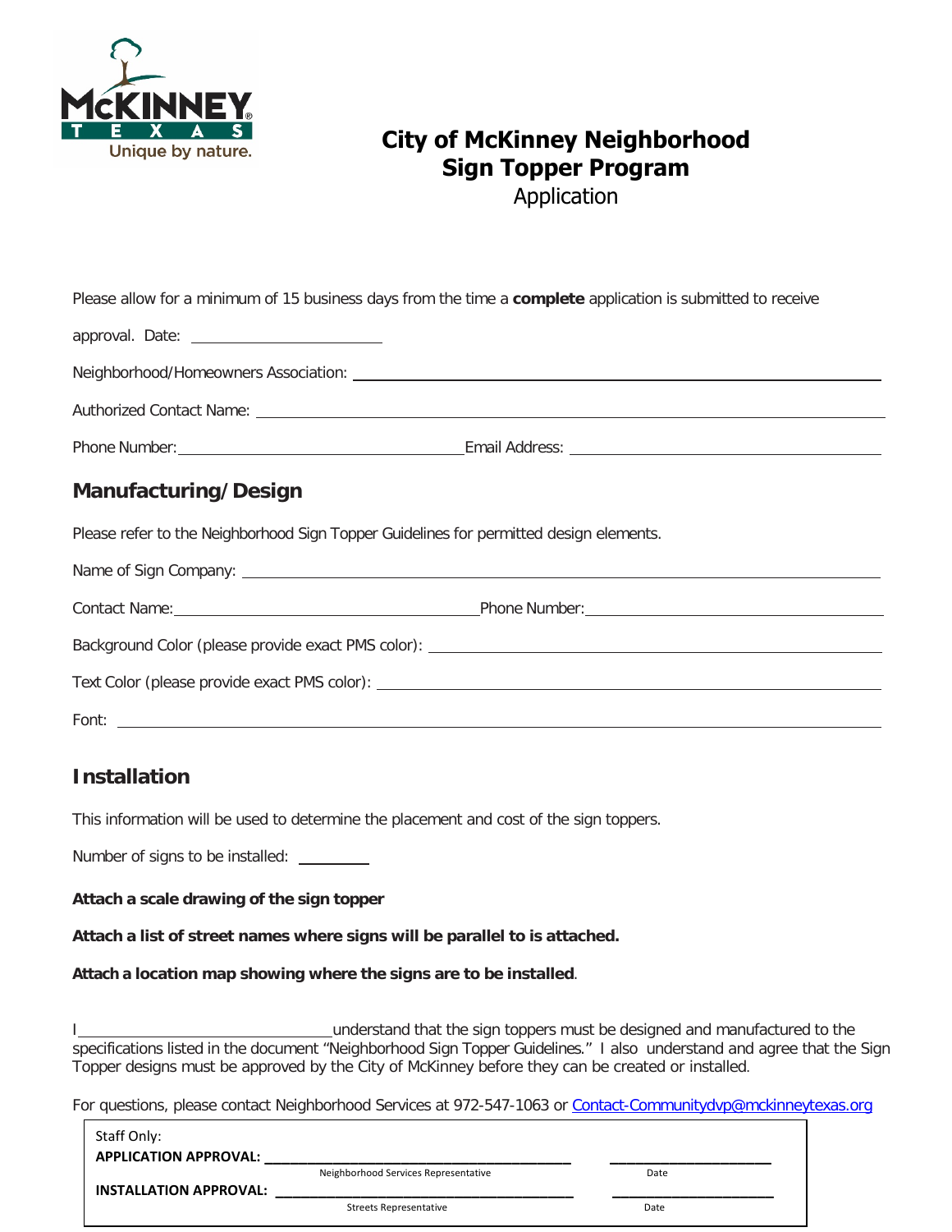# City of McKinney Neighborhood Sign Topper Program

Application

Please allow for a minimum of 15 business days from the time a **complete** application is submitted to receive approval. Date: ____________________

Neighborhood/Homeowners Association: ____________________

Authorized Contact Name: ____________________

Phone Number: ____________________ Email Address: ____________________

## Manufacturing/Design

Please refer to the Neighborhood Sign Topper Guidelines for permitted design elements.

Name of Sign Company: ____________________

Contact Name: ____________________ Phone Number: ____________________

Background Color (please provide exact PMS color): ____________________

Text Color (please provide exact PMS color): ____________________

Font: ____________________

## Installation

This information will be used to determine the placement and cost of the sign toppers.

Number of signs to be installed: ________

**Attach a scale drawing of the sign topper**

**Attach a list of street names where signs will be parallel to is attached.**

**Attach a location map showing where the signs are to be installed**.

I ____________________ understand that the sign toppers must be designed and manufactured to the specifications listed in the document "Neighborhood Sign Topper Guidelines." I also understand and agree that the Sign Topper designs must be approved by the City of McKinney before they can be created or installed.

For questions, please contact Neighborhood Services at 972-547-1063 or Contact-Communitydvp@mckinneytexas.org

Staff Only:

**APPLICATION APPROVAL:** ____________________ ____________________
Neighborhood Services Representative — Date

**INSTALLATION APPROVAL:** ____________________ ____________________
Streets Representative — Date